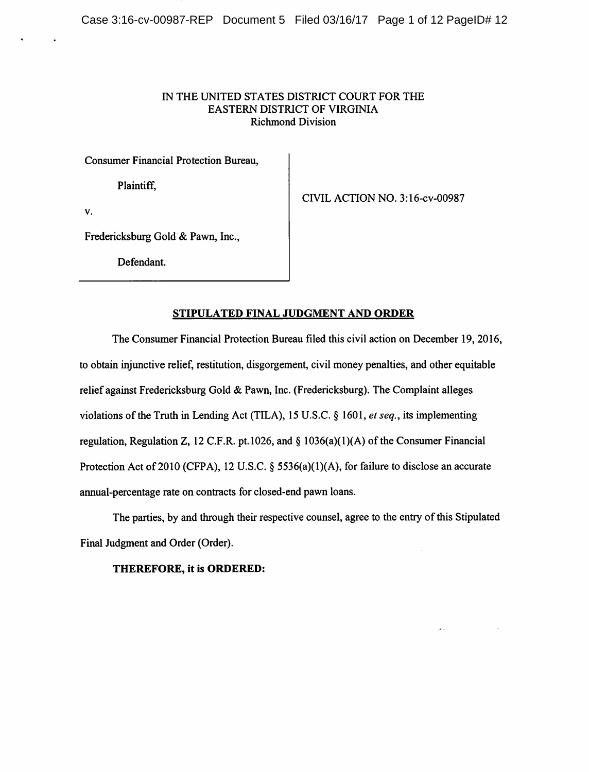IN THE UNITED STATES DISTRICT COURT FOR THE
EASTERN DISTRICT OF VIRGINIA
Richmond Division

| | |
|---|---|
| Consumer Financial Protection Bureau,<br><br>Plaintiff,<br><br>v.<br><br>Fredericksburg Gold & Pawn, Inc.,<br><br>Defendant. | CIVIL ACTION NO. 3:16-cv-00987 |

## STIPULATED FINAL JUDGMENT AND ORDER

The Consumer Financial Protection Bureau filed this civil action on December 19, 2016, to obtain injunctive relief, restitution, disgorgement, civil money penalties, and other equitable relief against Fredericksburg Gold & Pawn, Inc. (Fredericksburg). The Complaint alleges violations of the Truth in Lending Act (TILA), 15 U.S.C. § 1601, *et seq.*, its implementing regulation, Regulation Z, 12 C.F.R. pt.1026, and § 1036(a)(1)(A) of the Consumer Financial Protection Act of 2010 (CFPA), 12 U.S.C. § 5536(a)(1)(A), for failure to disclose an accurate annual-percentage rate on contracts for closed-end pawn loans.

The parties, by and through their respective counsel, agree to the entry of this Stipulated Final Judgment and Order (Order).

**THEREFORE, it is ORDERED:**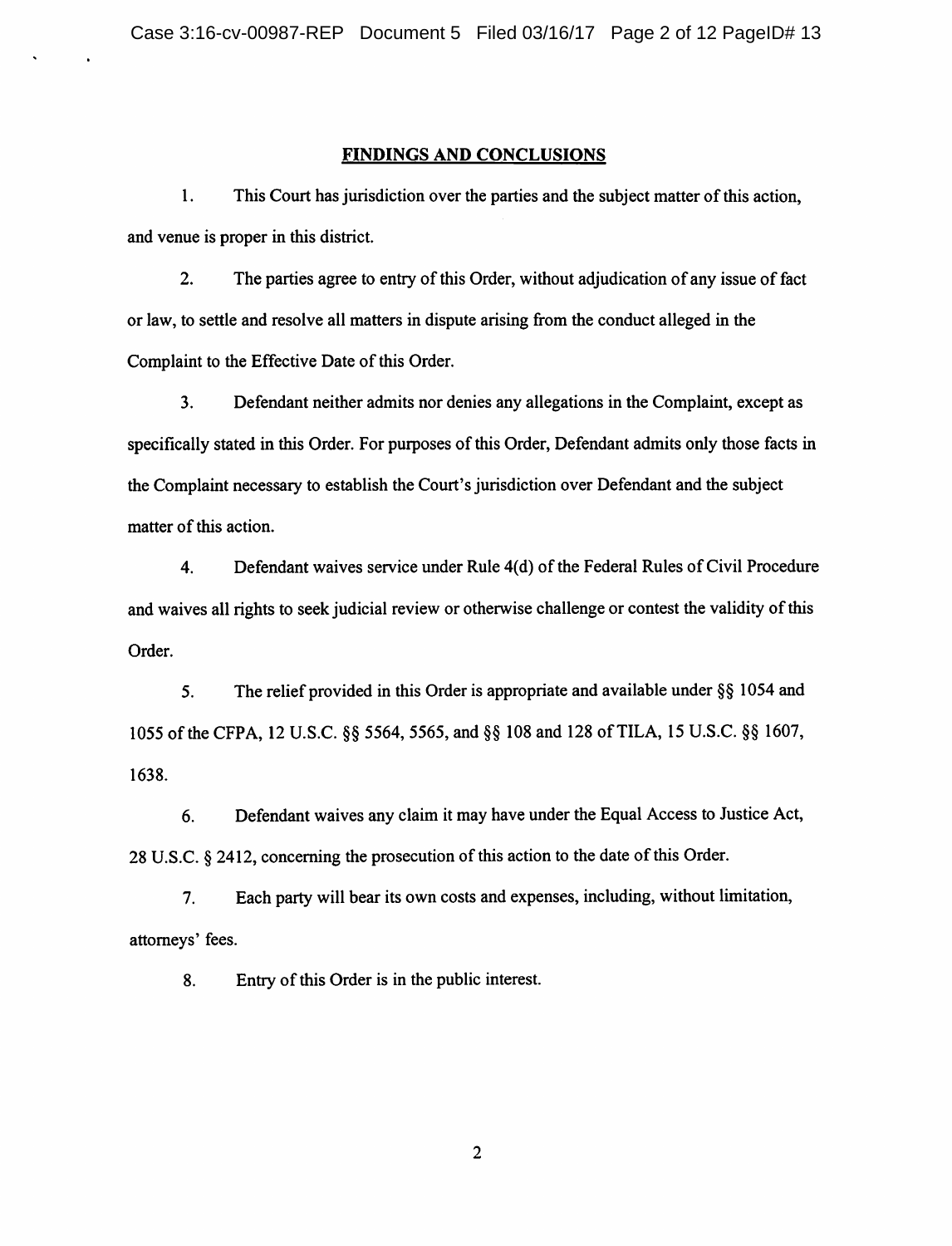## FINDINGS AND CONCLUSIONS

1. This Court has jurisdiction over the parties and the subject matter of this action, and venue is proper in this district.

2. The parties agree to entry of this Order, without adjudication of any issue of fact or law, to settle and resolve all matters in dispute arising from the conduct alleged in the Complaint to the Effective Date of this Order.

3. Defendant neither admits nor denies any allegations in the Complaint, except as specifically stated in this Order. For purposes of this Order, Defendant admits only those facts in the Complaint necessary to establish the Court's jurisdiction over Defendant and the subject matter of this action.

4. Defendant waives service under Rule 4(d) of the Federal Rules of Civil Procedure and waives all rights to seek judicial review or otherwise challenge or contest the validity of this Order.

5. The relief provided in this Order is appropriate and available under §§ 1054 and 1055 of the CFPA, 12 U.S.C. §§ 5564, 5565, and §§ 108 and 128 of TILA, 15 U.S.C. §§ 1607, 1638.

6. Defendant waives any claim it may have under the Equal Access to Justice Act, 28 U.S.C. § 2412, concerning the prosecution of this action to the date of this Order.

7. Each party will bear its own costs and expenses, including, without limitation, attorneys' fees.

8. Entry of this Order is in the public interest.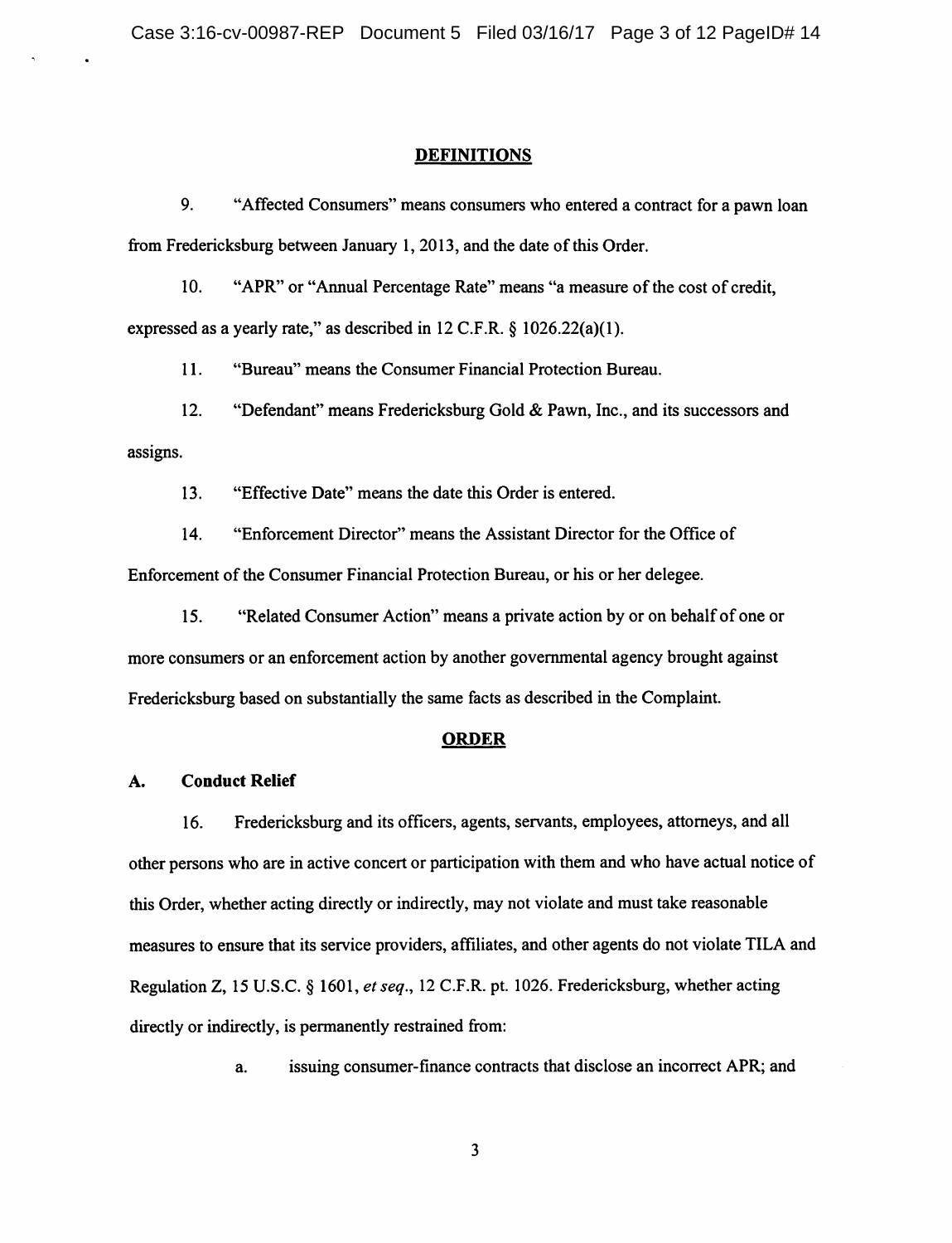## DEFINITIONS

9. "Affected Consumers" means consumers who entered a contract for a pawn loan from Fredericksburg between January 1, 2013, and the date of this Order.

10. "APR" or "Annual Percentage Rate" means "a measure of the cost of credit, expressed as a yearly rate," as described in 12 C.F.R. § 1026.22(a)(1).

11. "Bureau" means the Consumer Financial Protection Bureau.

12. "Defendant" means Fredericksburg Gold & Pawn, Inc., and its successors and assigns.

13. "Effective Date" means the date this Order is entered.

14. "Enforcement Director" means the Assistant Director for the Office of Enforcement of the Consumer Financial Protection Bureau, or his or her delegee.

15. "Related Consumer Action" means a private action by or on behalf of one or more consumers or an enforcement action by another governmental agency brought against Fredericksburg based on substantially the same facts as described in the Complaint.

## ORDER

### A. Conduct Relief

16. Fredericksburg and its officers, agents, servants, employees, attorneys, and all other persons who are in active concert or participation with them and who have actual notice of this Order, whether acting directly or indirectly, may not violate and must take reasonable measures to ensure that its service providers, affiliates, and other agents do not violate TILA and Regulation Z, 15 U.S.C. § 1601, *et seq.*, 12 C.F.R. pt. 1026. Fredericksburg, whether acting directly or indirectly, is permanently restrained from:

a. issuing consumer-finance contracts that disclose an incorrect APR; and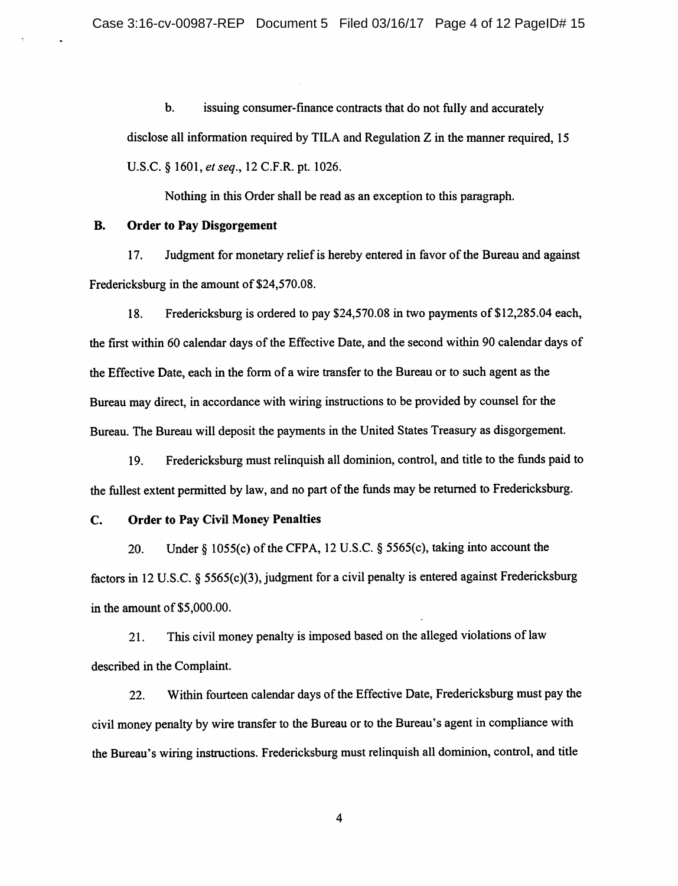b. issuing consumer-finance contracts that do not fully and accurately disclose all information required by TILA and Regulation Z in the manner required, 15 U.S.C. § 1601, *et seq.*, 12 C.F.R. pt. 1026.

Nothing in this Order shall be read as an exception to this paragraph.

## B. Order to Pay Disgorgement

17. Judgment for monetary relief is hereby entered in favor of the Bureau and against Fredericksburg in the amount of $24,570.08.

18. Fredericksburg is ordered to pay $24,570.08 in two payments of $12,285.04 each, the first within 60 calendar days of the Effective Date, and the second within 90 calendar days of the Effective Date, each in the form of a wire transfer to the Bureau or to such agent as the Bureau may direct, in accordance with wiring instructions to be provided by counsel for the Bureau. The Bureau will deposit the payments in the United States Treasury as disgorgement.

19. Fredericksburg must relinquish all dominion, control, and title to the funds paid to the fullest extent permitted by law, and no part of the funds may be returned to Fredericksburg.

## C. Order to Pay Civil Money Penalties

20. Under § 1055(c) of the CFPA, 12 U.S.C. § 5565(c), taking into account the factors in 12 U.S.C. § 5565(c)(3), judgment for a civil penalty is entered against Fredericksburg in the amount of $5,000.00.

21. This civil money penalty is imposed based on the alleged violations of law described in the Complaint.

22. Within fourteen calendar days of the Effective Date, Fredericksburg must pay the civil money penalty by wire transfer to the Bureau or to the Bureau's agent in compliance with the Bureau's wiring instructions. Fredericksburg must relinquish all dominion, control, and title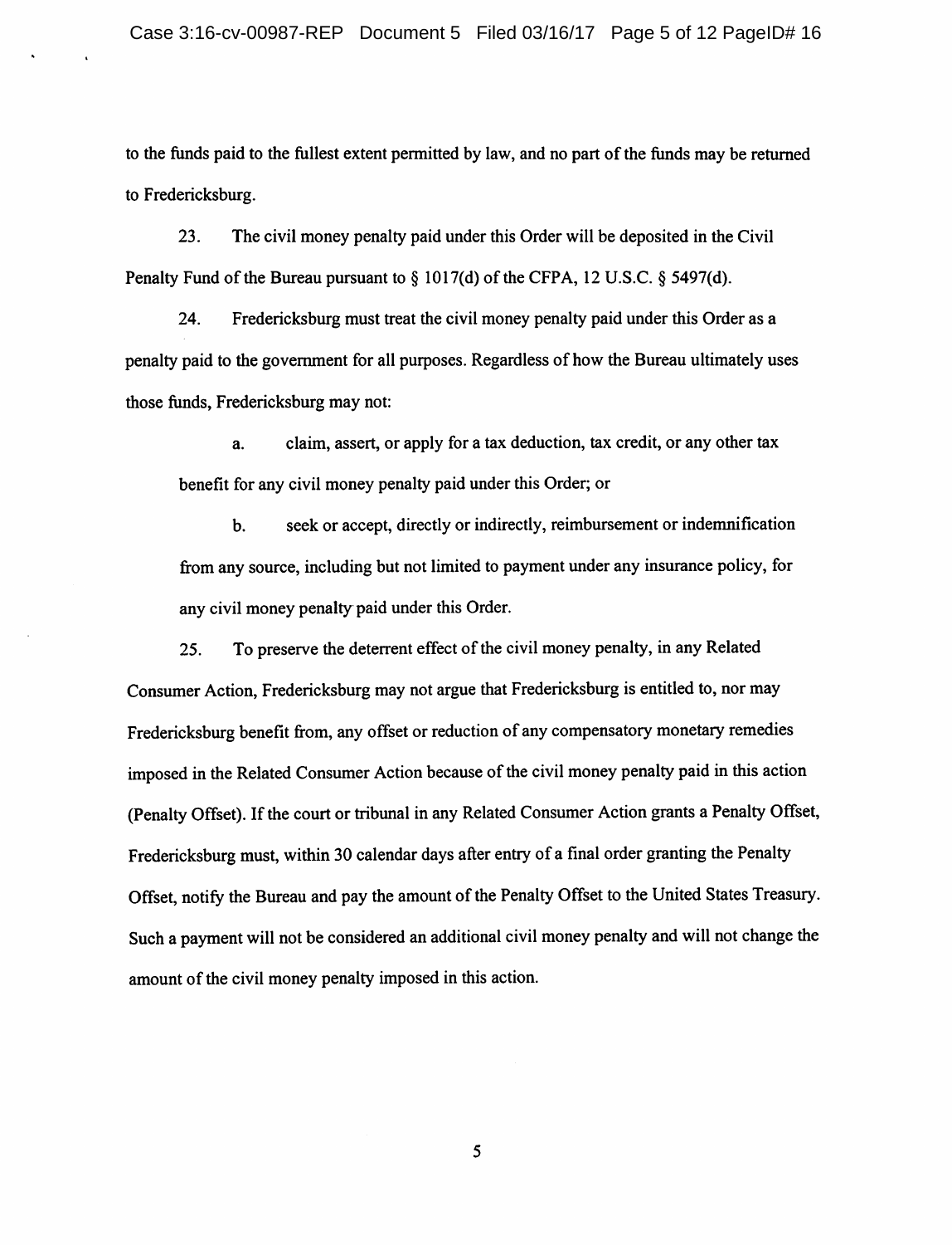to the funds paid to the fullest extent permitted by law, and no part of the funds may be returned to Fredericksburg.

23. The civil money penalty paid under this Order will be deposited in the Civil Penalty Fund of the Bureau pursuant to § 1017(d) of the CFPA, 12 U.S.C. § 5497(d).

24. Fredericksburg must treat the civil money penalty paid under this Order as a penalty paid to the government for all purposes. Regardless of how the Bureau ultimately uses those funds, Fredericksburg may not:

a. claim, assert, or apply for a tax deduction, tax credit, or any other tax benefit for any civil money penalty paid under this Order; or

b. seek or accept, directly or indirectly, reimbursement or indemnification from any source, including but not limited to payment under any insurance policy, for any civil money penalty paid under this Order.

25. To preserve the deterrent effect of the civil money penalty, in any Related Consumer Action, Fredericksburg may not argue that Fredericksburg is entitled to, nor may Fredericksburg benefit from, any offset or reduction of any compensatory monetary remedies imposed in the Related Consumer Action because of the civil money penalty paid in this action (Penalty Offset). If the court or tribunal in any Related Consumer Action grants a Penalty Offset, Fredericksburg must, within 30 calendar days after entry of a final order granting the Penalty Offset, notify the Bureau and pay the amount of the Penalty Offset to the United States Treasury. Such a payment will not be considered an additional civil money penalty and will not change the amount of the civil money penalty imposed in this action.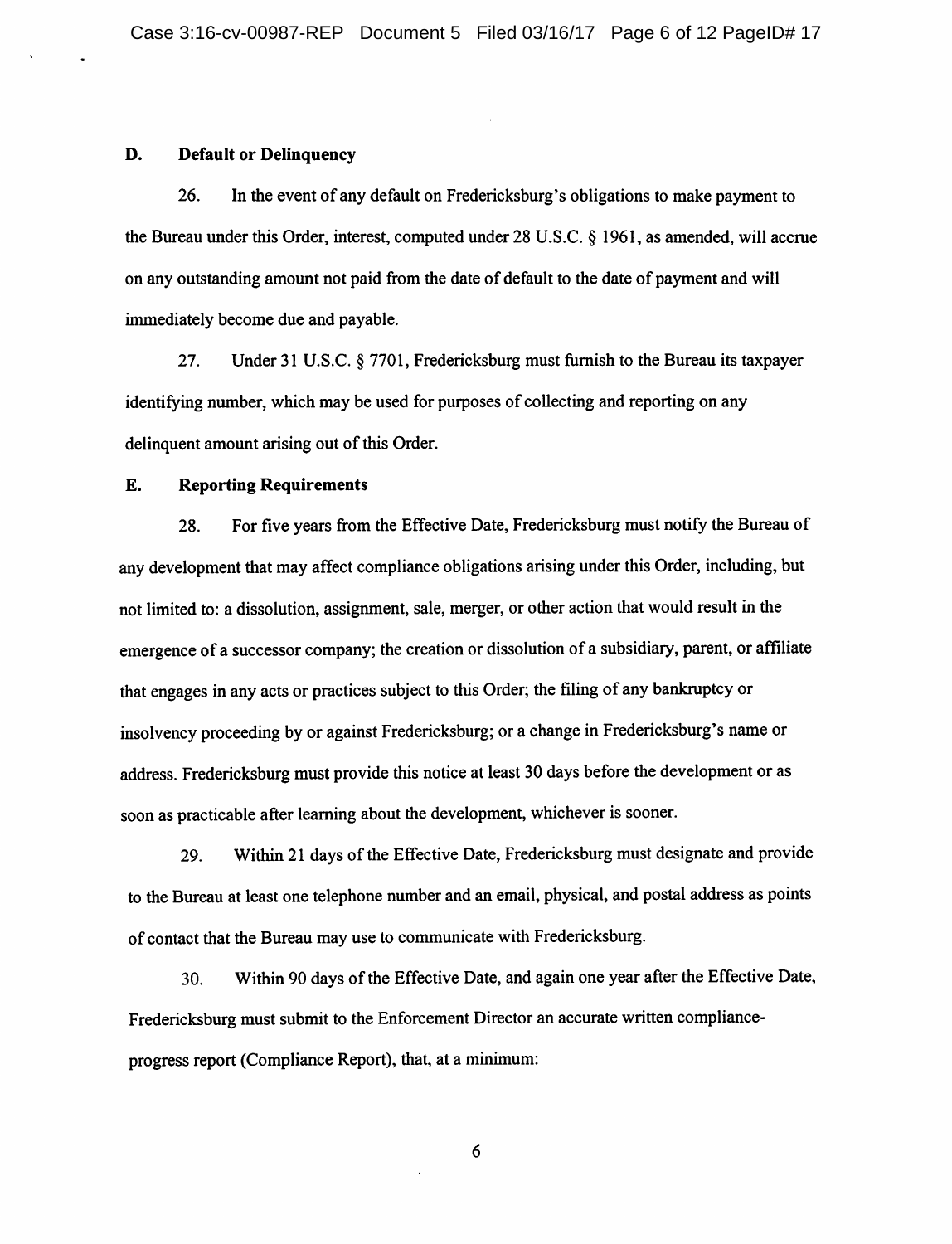## D. Default or Delinquency

26. In the event of any default on Fredericksburg's obligations to make payment to the Bureau under this Order, interest, computed under 28 U.S.C. § 1961, as amended, will accrue on any outstanding amount not paid from the date of default to the date of payment and will immediately become due and payable.

27. Under 31 U.S.C. § 7701, Fredericksburg must furnish to the Bureau its taxpayer identifying number, which may be used for purposes of collecting and reporting on any delinquent amount arising out of this Order.

## E. Reporting Requirements

28. For five years from the Effective Date, Fredericksburg must notify the Bureau of any development that may affect compliance obligations arising under this Order, including, but not limited to: a dissolution, assignment, sale, merger, or other action that would result in the emergence of a successor company; the creation or dissolution of a subsidiary, parent, or affiliate that engages in any acts or practices subject to this Order; the filing of any bankruptcy or insolvency proceeding by or against Fredericksburg; or a change in Fredericksburg's name or address. Fredericksburg must provide this notice at least 30 days before the development or as soon as practicable after learning about the development, whichever is sooner.

29. Within 21 days of the Effective Date, Fredericksburg must designate and provide to the Bureau at least one telephone number and an email, physical, and postal address as points of contact that the Bureau may use to communicate with Fredericksburg.

30. Within 90 days of the Effective Date, and again one year after the Effective Date, Fredericksburg must submit to the Enforcement Director an accurate written compliance-progress report (Compliance Report), that, at a minimum: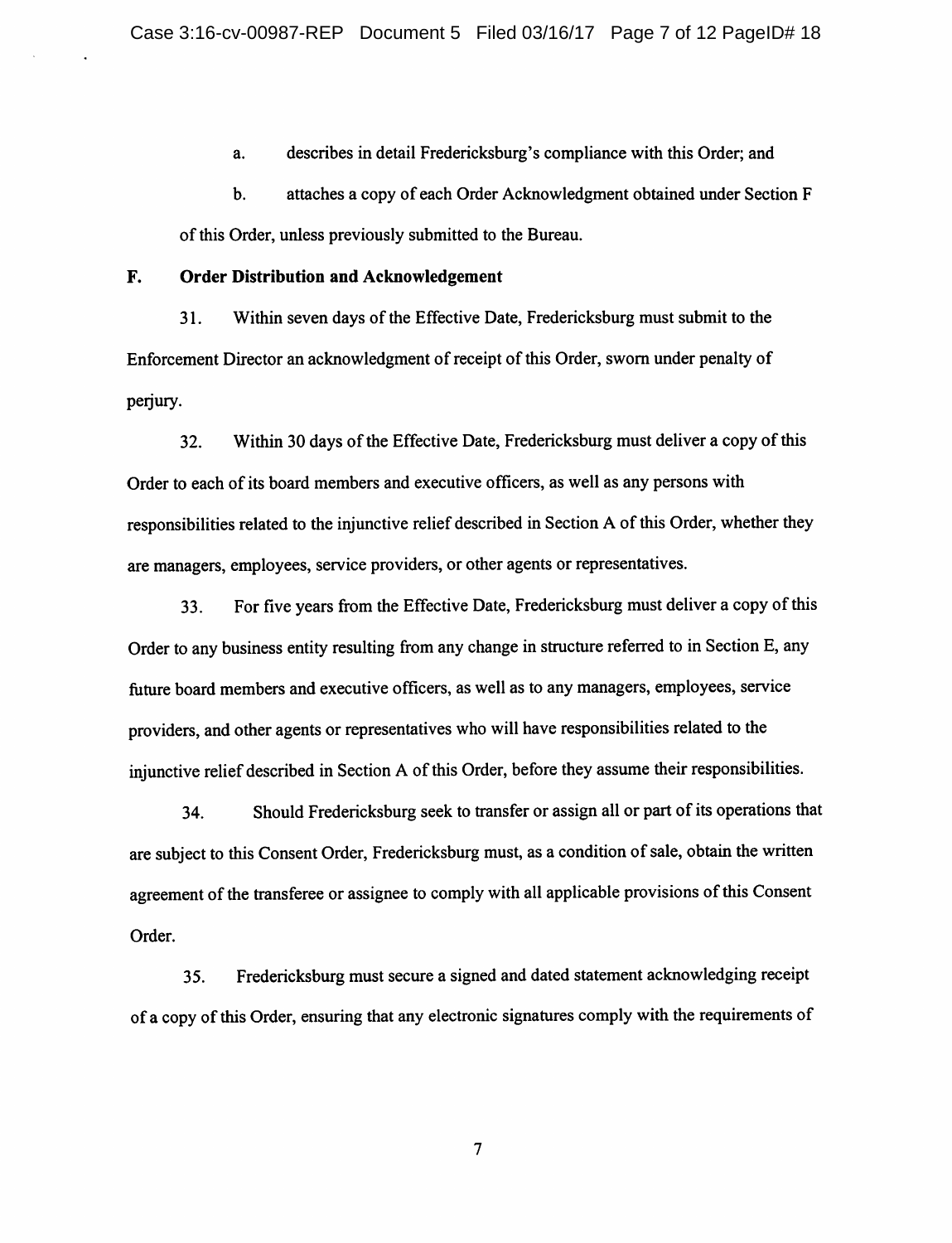a. describes in detail Fredericksburg's compliance with this Order; and

b. attaches a copy of each Order Acknowledgment obtained under Section F of this Order, unless previously submitted to the Bureau.

## F. Order Distribution and Acknowledgement

31. Within seven days of the Effective Date, Fredericksburg must submit to the Enforcement Director an acknowledgment of receipt of this Order, sworn under penalty of perjury.

32. Within 30 days of the Effective Date, Fredericksburg must deliver a copy of this Order to each of its board members and executive officers, as well as any persons with responsibilities related to the injunctive relief described in Section A of this Order, whether they are managers, employees, service providers, or other agents or representatives.

33. For five years from the Effective Date, Fredericksburg must deliver a copy of this Order to any business entity resulting from any change in structure referred to in Section E, any future board members and executive officers, as well as to any managers, employees, service providers, and other agents or representatives who will have responsibilities related to the injunctive relief described in Section A of this Order, before they assume their responsibilities.

34. Should Fredericksburg seek to transfer or assign all or part of its operations that are subject to this Consent Order, Fredericksburg must, as a condition of sale, obtain the written agreement of the transferee or assignee to comply with all applicable provisions of this Consent Order.

35. Fredericksburg must secure a signed and dated statement acknowledging receipt of a copy of this Order, ensuring that any electronic signatures comply with the requirements of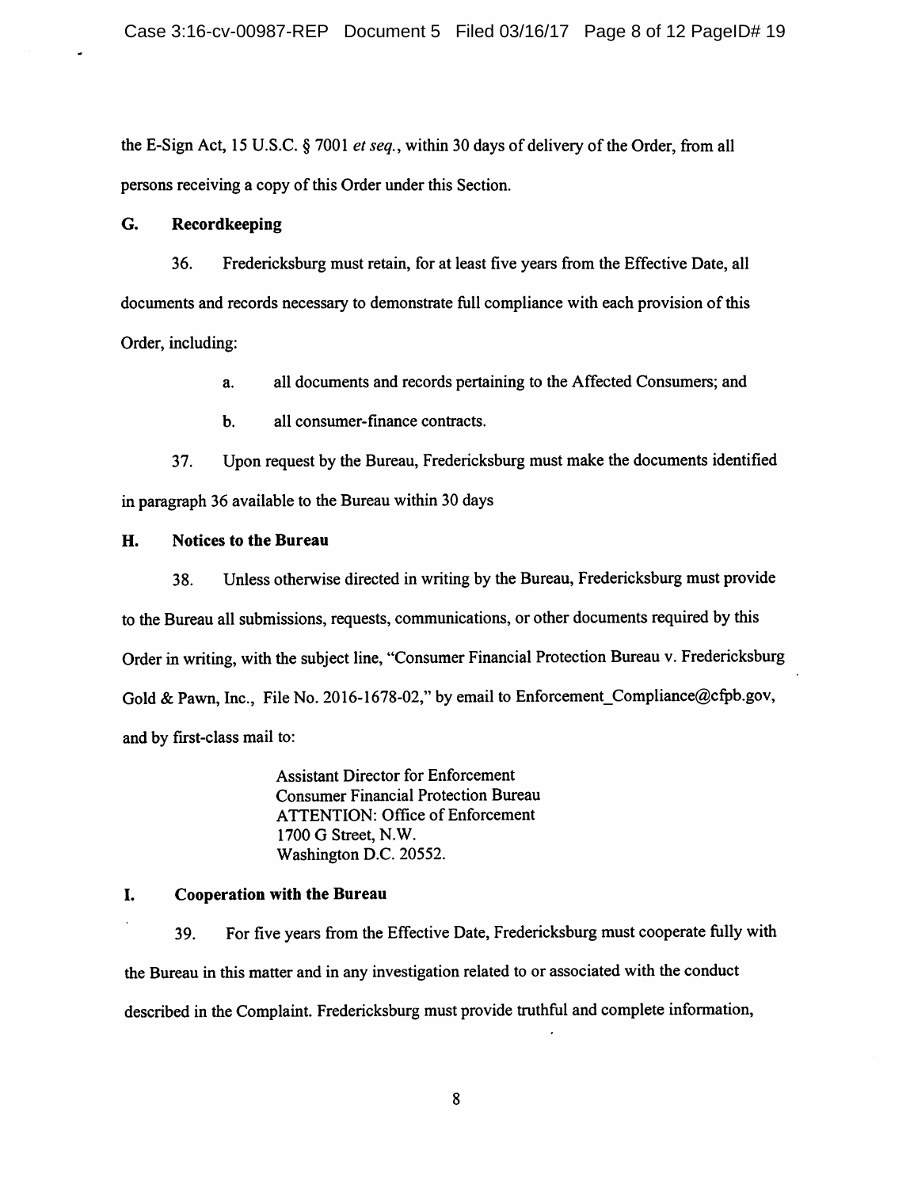the E-Sign Act, 15 U.S.C. § 7001 *et seq.*, within 30 days of delivery of the Order, from all persons receiving a copy of this Order under this Section.

## G. Recordkeeping

36. Fredericksburg must retain, for at least five years from the Effective Date, all documents and records necessary to demonstrate full compliance with each provision of this Order, including:

   a. all documents and records pertaining to the Affected Consumers; and

   b. all consumer-finance contracts.

37. Upon request by the Bureau, Fredericksburg must make the documents identified in paragraph 36 available to the Bureau within 30 days

## H. Notices to the Bureau

38. Unless otherwise directed in writing by the Bureau, Fredericksburg must provide to the Bureau all submissions, requests, communications, or other documents required by this Order in writing, with the subject line, "Consumer Financial Protection Bureau v. Fredericksburg Gold & Pawn, Inc., File No. 2016-1678-02," by email to Enforcement_Compliance@cfpb.gov, and by first-class mail to:

> Assistant Director for Enforcement
> Consumer Financial Protection Bureau
> ATTENTION: Office of Enforcement
> 1700 G Street, N.W.
> Washington D.C. 20552.

## I. Cooperation with the Bureau

39. For five years from the Effective Date, Fredericksburg must cooperate fully with the Bureau in this matter and in any investigation related to or associated with the conduct described in the Complaint. Fredericksburg must provide truthful and complete information,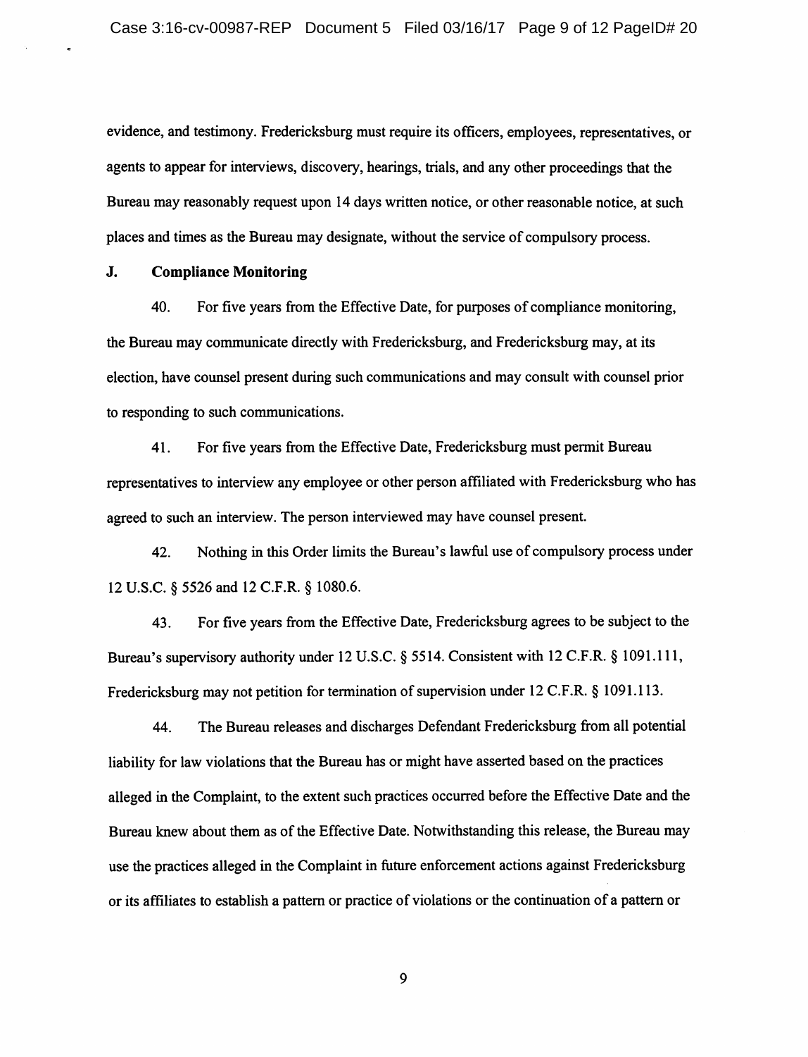evidence, and testimony. Fredericksburg must require its officers, employees, representatives, or agents to appear for interviews, discovery, hearings, trials, and any other proceedings that the Bureau may reasonably request upon 14 days written notice, or other reasonable notice, at such places and times as the Bureau may designate, without the service of compulsory process.

### J. Compliance Monitoring

40. For five years from the Effective Date, for purposes of compliance monitoring, the Bureau may communicate directly with Fredericksburg, and Fredericksburg may, at its election, have counsel present during such communications and may consult with counsel prior to responding to such communications.

41. For five years from the Effective Date, Fredericksburg must permit Bureau representatives to interview any employee or other person affiliated with Fredericksburg who has agreed to such an interview. The person interviewed may have counsel present.

42. Nothing in this Order limits the Bureau's lawful use of compulsory process under 12 U.S.C. § 5526 and 12 C.F.R. § 1080.6.

43. For five years from the Effective Date, Fredericksburg agrees to be subject to the Bureau's supervisory authority under 12 U.S.C. § 5514. Consistent with 12 C.F.R. § 1091.111, Fredericksburg may not petition for termination of supervision under 12 C.F.R. § 1091.113.

44. The Bureau releases and discharges Defendant Fredericksburg from all potential liability for law violations that the Bureau has or might have asserted based on the practices alleged in the Complaint, to the extent such practices occurred before the Effective Date and the Bureau knew about them as of the Effective Date. Notwithstanding this release, the Bureau may use the practices alleged in the Complaint in future enforcement actions against Fredericksburg or its affiliates to establish a pattern or practice of violations or the continuation of a pattern or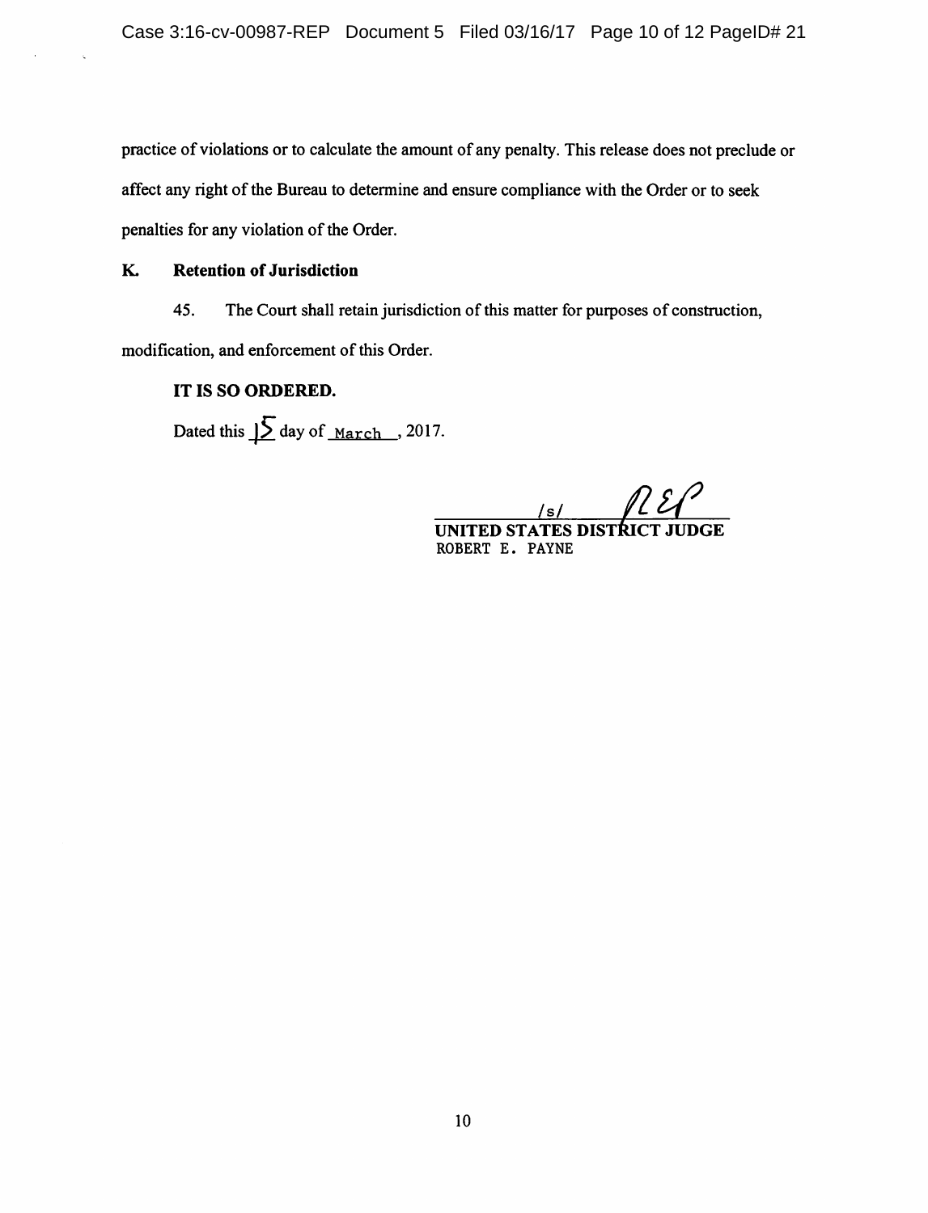practice of violations or to calculate the amount of any penalty. This release does not preclude or affect any right of the Bureau to determine and ensure compliance with the Order or to seek penalties for any violation of the Order.

**K. Retention of Jurisdiction**

45. The Court shall retain jurisdiction of this matter for purposes of construction, modification, and enforcement of this Order.

**IT IS SO ORDERED.**

Dated this 15 day of March, 2017.

/s/ REP

**UNITED STATES DISTRICT JUDGE**
ROBERT E. PAYNE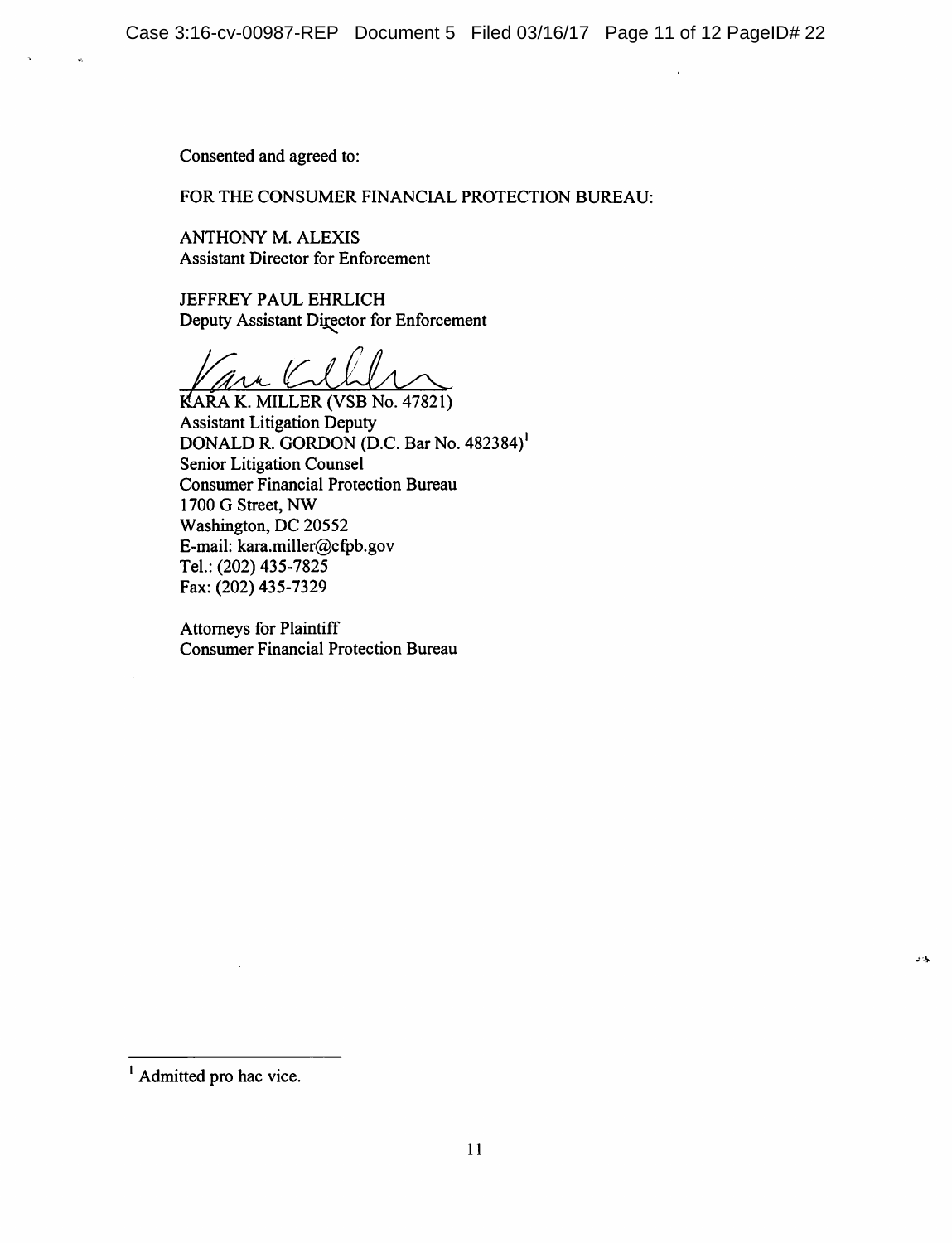Consented and agreed to:

FOR THE CONSUMER FINANCIAL PROTECTION BUREAU:

ANTHONY M. ALEXIS
Assistant Director for Enforcement

JEFFREY PAUL EHRLICH
Deputy Assistant Director for Enforcement

KARA K. MILLER (VSB No. 47821)
Assistant Litigation Deputy
DONALD R. GORDON (D.C. Bar No. 482384)[1]
Senior Litigation Counsel
Consumer Financial Protection Bureau
1700 G Street, NW
Washington, DC 20552
E-mail: kara.miller@cfpb.gov
Tel.: (202) 435-7825
Fax: (202) 435-7329

Attorneys for Plaintiff
Consumer Financial Protection Bureau

---

[1] Admitted pro hac vice.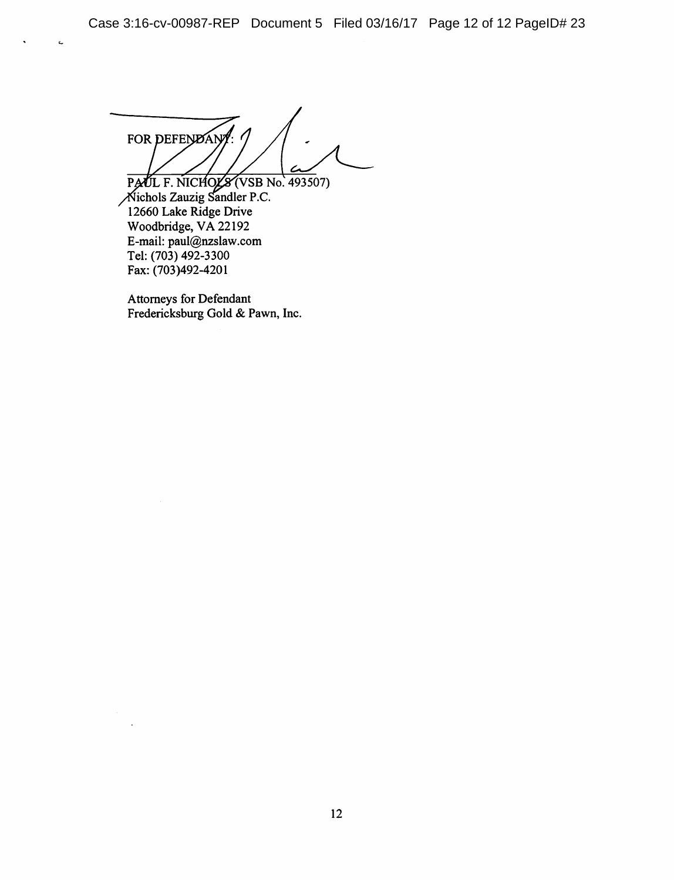FOR DEFENDANT:

______________________________

PAUL F. NICHOLS (VSB No. 493507)
Nichols Zauzig Sandler P.C.
12660 Lake Ridge Drive
Woodbridge, VA 22192
E-mail: paul@nzslaw.com
Tel: (703) 492-3300
Fax: (703)492-4201

Attorneys for Defendant
Fredericksburg Gold & Pawn, Inc.